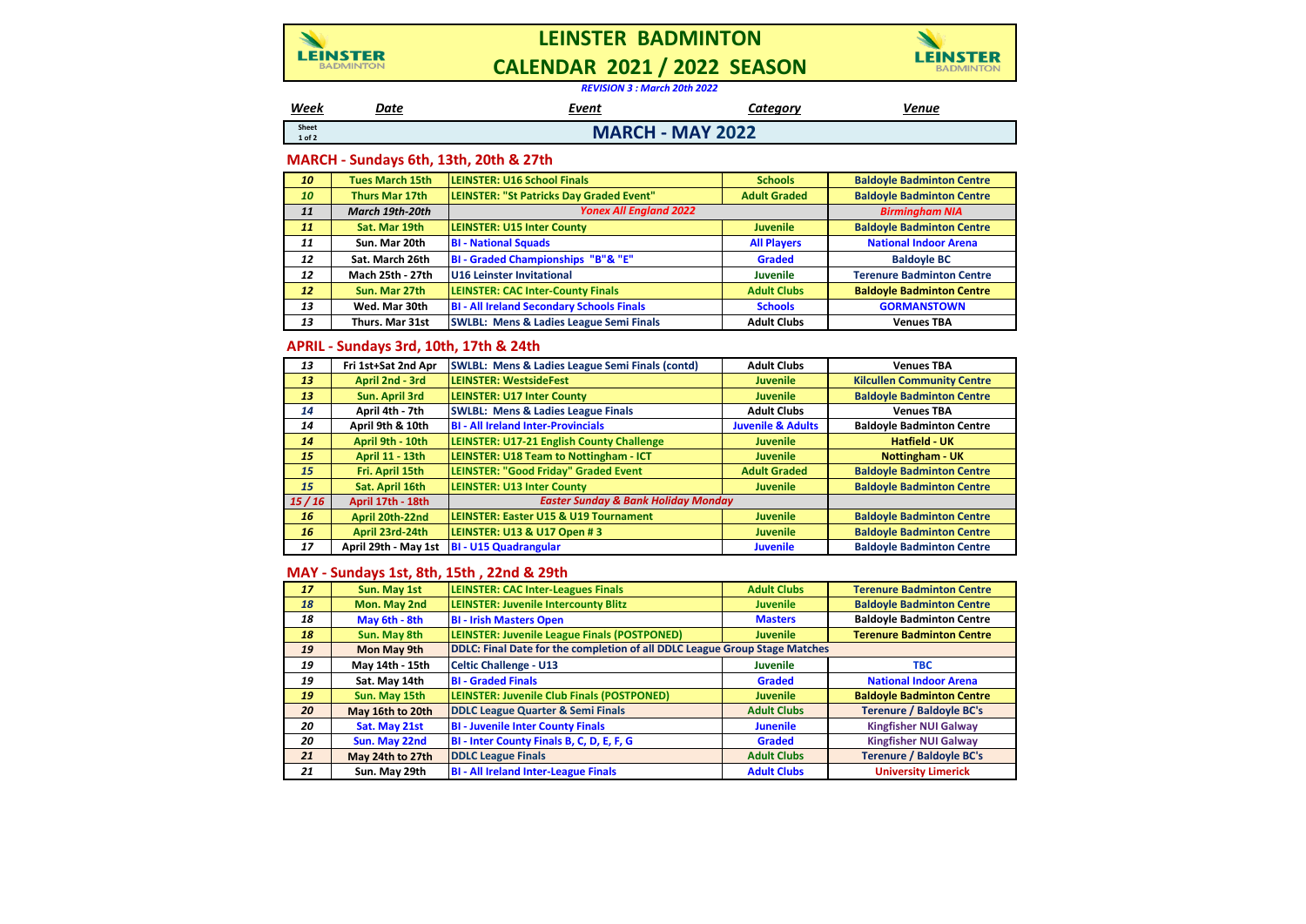# LEINSTER BADMINTON
# CALENDAR 2021 / 2022 SEASON

*REVISION 3 : March 20th 2022*

## MARCH - MAY 2022

### MARCH - Sundays 6th, 13th, 20th & 27th

| Week | Date | Event | Category | Venue |
|---|---|---|---|---|
| 10 | Tues March 15th | LEINSTER: U16 School Finals | Schools | Baldoyle Badminton Centre |
| 10 | Thurs Mar 17th | LEINSTER: "St Patricks Day Graded Event" | Adult Graded | Baldoyle Badminton Centre |
| 11 | March 19th-20th | Yonex All England 2022 | | Birmingham NIA |
| 11 | Sat. Mar 19th | LEINSTER: U15 Inter County | Juvenile | Baldoyle Badminton Centre |
| 11 | Sun. Mar 20th | BI - National Squads | All Players | National Indoor Arena |
| 12 | Sat. March 26th | BI - Graded Championships "B"& "E" | Graded | Baldoyle BC |
| 12 | Mach 25th - 27th | U16 Leinster Invitational | Juvenile | Terenure Badminton Centre |
| 12 | Sun. Mar 27th | LEINSTER: CAC Inter-County Finals | Adult Clubs | Baldoyle Badminton Centre |
| 13 | Wed. Mar 30th | BI - All Ireland Secondary Schools Finals | Schools | GORMANSTOWN |
| 13 | Thurs. Mar 31st | SWLBL: Mens & Ladies League Semi Finals | Adult Clubs | Venues TBA |

### APRIL - Sundays 3rd, 10th, 17th & 24th

| Week | Date | Event | Category | Venue |
|---|---|---|---|---|
| 13 | Fri 1st+Sat 2nd Apr | SWLBL: Mens & Ladies League Semi Finals (contd) | Adult Clubs | Venues TBA |
| 13 | April 2nd - 3rd | LEINSTER: WestsideFest | Juvenile | Kilcullen Community Centre |
| 13 | Sun. April 3rd | LEINSTER: U17 Inter County | Juvenile | Baldoyle Badminton Centre |
| 14 | April 4th - 7th | SWLBL: Mens & Ladies League Finals | Adult Clubs | Venues TBA |
| 14 | April 9th & 10th | BI - All Ireland Inter-Provincials | Juvenile & Adults | Baldoyle Badminton Centre |
| 14 | April 9th - 10th | LEINSTER: U17-21 English County Challenge | Juvenile | Hatfield - UK |
| 15 | April 11 - 13th | LEINSTER: U18 Team to Nottingham - ICT | Juvenile | Nottingham - UK |
| 15 | Fri. April 15th | LEINSTER: "Good Friday" Graded Event | Adult Graded | Baldoyle Badminton Centre |
| 15 | Sat. April 16th | LEINSTER: U13 Inter County | Juvenile | Baldoyle Badminton Centre |
| 15 / 16 | April 17th - 18th | Easter Sunday & Bank Holiday Monday | | |
| 16 | April 20th-22nd | LEINSTER: Easter U15 & U19 Tournament | Juvenile | Baldoyle Badminton Centre |
| 16 | April 23rd-24th | LEINSTER: U13 & U17 Open # 3 | Juvenile | Baldoyle Badminton Centre |
| 17 | April 29th - May 1st | BI - U15 Quadrangular | Juvenile | Baldoyle Badminton Centre |

### MAY - Sundays 1st, 8th, 15th , 22nd & 29th

| Week | Date | Event | Category | Venue |
|---|---|---|---|---|
| 17 | Sun. May 1st | LEINSTER: CAC Inter-Leagues Finals | Adult Clubs | Terenure Badminton Centre |
| 18 | Mon. May 2nd | LEINSTER: Juvenile Intercounty Blitz | Juvenile | Baldoyle Badminton Centre |
| 18 | May 6th - 8th | BI - Irish Masters Open | Masters | Baldoyle Badminton Centre |
| 18 | Sun. May 8th | LEINSTER: Juvenile League Finals (POSTPONED) | Juvenile | Terenure Badminton Centre |
| 19 | Mon May 9th | DDLC: Final Date for the completion of all DDLC League Group Stage Matches | | |
| 19 | May 14th - 15th | Celtic Challenge - U13 | Juvenile | TBC |
| 19 | Sat. May 14th | BI - Graded Finals | Graded | National Indoor Arena |
| 19 | Sun. May 15th | LEINSTER: Juvenile Club Finals (POSTPONED) | Juvenile | Baldoyle Badminton Centre |
| 20 | May 16th to 20th | DDLC League Quarter & Semi Finals | Adult Clubs | Terenure / Baldoyle BC's |
| 20 | Sat. May 21st | BI - Juvenile Inter County Finals | Junenile | Kingfisher NUI Galway |
| 20 | Sun. May 22nd | BI - Inter County Finals B, C, D, E, F, G | Graded | Kingfisher NUI Galway |
| 21 | May 24th to 27th | DDLC League Finals | Adult Clubs | Terenure / Baldoyle BC's |
| 21 | Sun. May 29th | BI - All Ireland Inter-League Finals | Adult Clubs | University Limerick |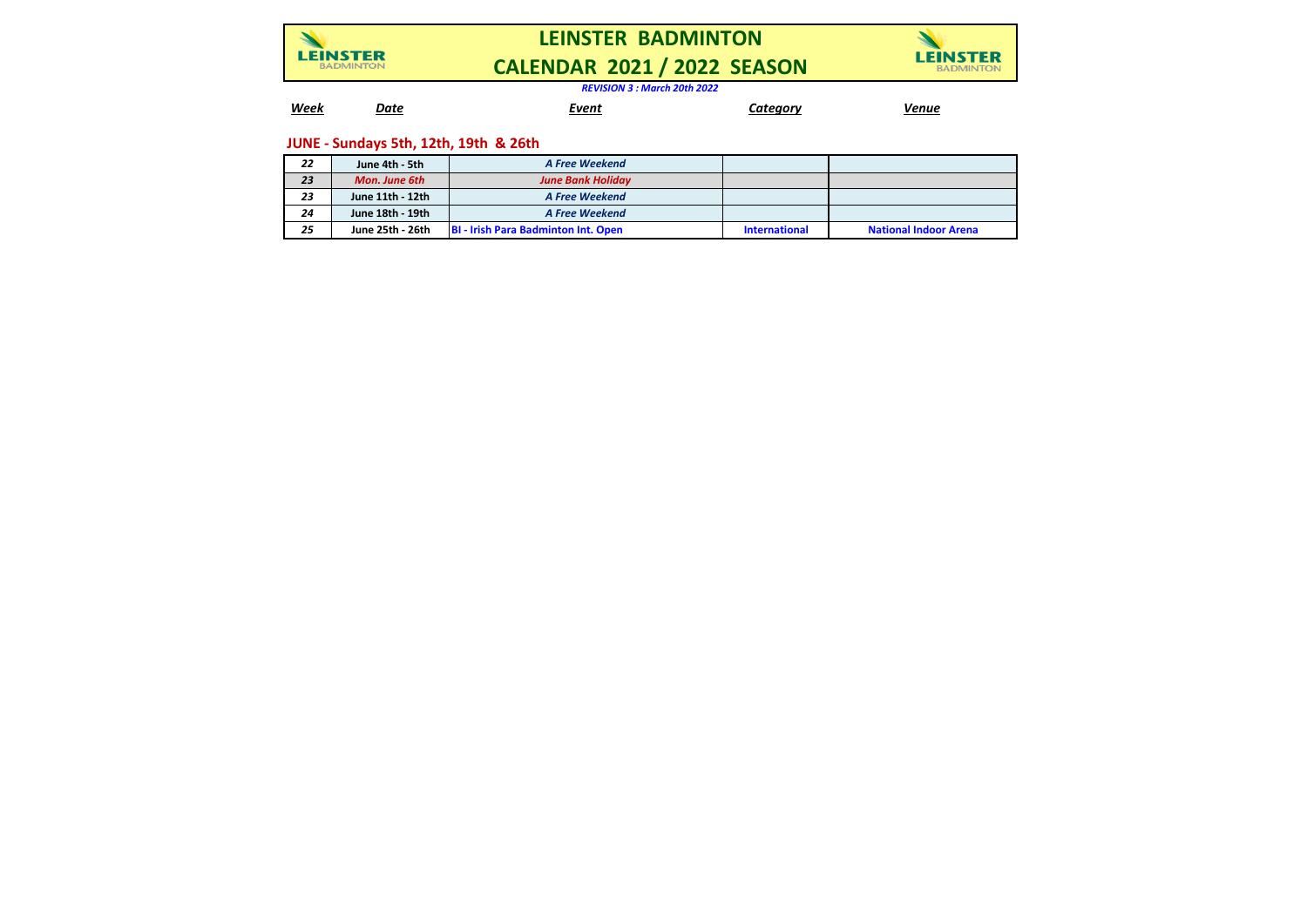# LEINSTER BADMINTON
# CALENDAR 2021 / 2022 SEASON

*REVISION 3 : March 20th 2022*

## JUNE - Sundays 5th, 12th, 19th & 26th

| *Week* | *Date* | *Event* | *Category* | *Venue* |
|---|---|---|---|---|
| *22* | June 4th - 5th | *A Free Weekend* | | |
| *23* | *Mon. June 6th* | *June Bank Holiday* | | |
| *23* | June 11th - 12th | *A Free Weekend* | | |
| *24* | June 18th - 19th | *A Free Weekend* | | |
| *25* | June 25th - 26th | BI - Irish Para Badminton Int. Open | International | National Indoor Arena |